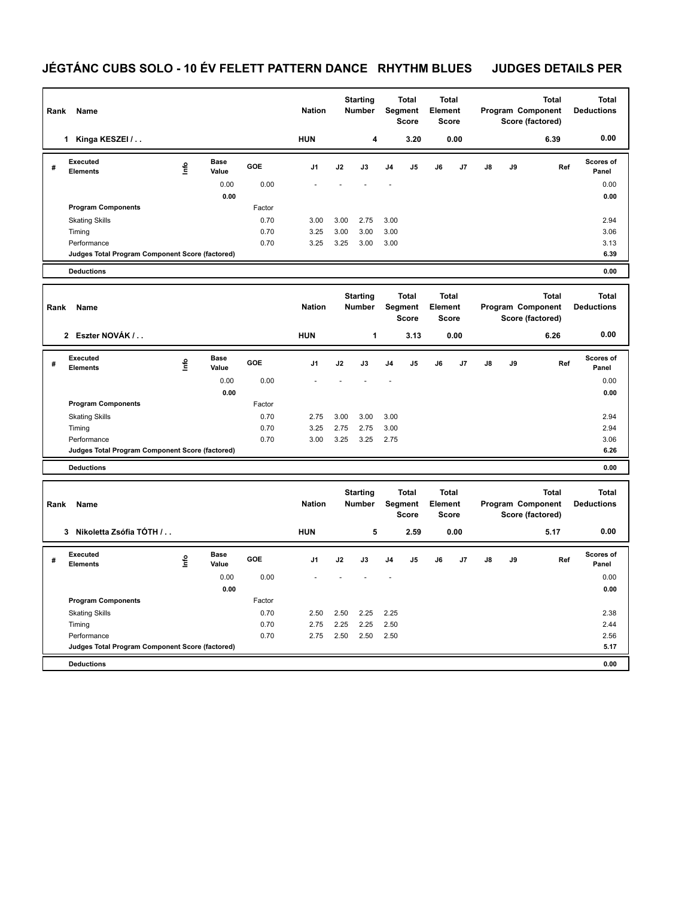# JÉGTÁNC CUBS SOLO - 10 ÉV FELETT PATTERN DANCE RHYTHM BLUES JUDGES DETAILS PER

| Rank | Name | Nation | Starting Number | Total Segment Score | Total Element Score | Total Program Component Score (factored) | Total Deductions |
|---|---|---|---|---|---|---|---|
| 1 | Kinga KESZEI / . . | HUN | 4 | 3.20 | 0.00 | 6.39 | 0.00 |

| # | Executed Elements | Info | Base Value | GOE | J1 | J2 | J3 | J4 | J5 | J6 | J7 | J8 | J9 | Ref | Scores of Panel |
|---|---|---|---|---|---|---|---|---|---|---|---|---|---|---|---|
| | | | 0.00 | 0.00 | - | - | - | - | | | | | | | 0.00 |
| | | | 0.00 | | | | | | | | | | | | 0.00 |
| | Program Components | | | Factor | | | | | | | | | | | |
| | Skating Skills | | | 0.70 | 3.00 | 3.00 | 2.75 | 3.00 | | | | | | | 2.94 |
| | Timing | | | 0.70 | 3.25 | 3.00 | 3.00 | 3.00 | | | | | | | 3.06 |
| | Performance | | | 0.70 | 3.25 | 3.25 | 3.00 | 3.00 | | | | | | | 3.13 |
| | Judges Total Program Component Score (factored) | | | | | | | | | | | | | | 6.39 |
| | Deductions | | | | | | | | | | | | | | 0.00 |

| Rank | Name | Nation | Starting Number | Total Segment Score | Total Element Score | Total Program Component Score (factored) | Total Deductions |
|---|---|---|---|---|---|---|---|
| 2 | Eszter NOVÁK / . . | HUN | 1 | 3.13 | 0.00 | 6.26 | 0.00 |

| # | Executed Elements | Info | Base Value | GOE | J1 | J2 | J3 | J4 | J5 | J6 | J7 | J8 | J9 | Ref | Scores of Panel |
|---|---|---|---|---|---|---|---|---|---|---|---|---|---|---|---|
| | | | 0.00 | 0.00 | - | - | - | - | | | | | | | 0.00 |
| | | | 0.00 | | | | | | | | | | | | 0.00 |
| | Program Components | | | Factor | | | | | | | | | | | |
| | Skating Skills | | | 0.70 | 2.75 | 3.00 | 3.00 | 3.00 | | | | | | | 2.94 |
| | Timing | | | 0.70 | 3.25 | 2.75 | 2.75 | 3.00 | | | | | | | 2.94 |
| | Performance | | | 0.70 | 3.00 | 3.25 | 3.25 | 2.75 | | | | | | | 3.06 |
| | Judges Total Program Component Score (factored) | | | | | | | | | | | | | | 6.26 |
| | Deductions | | | | | | | | | | | | | | 0.00 |

| Rank | Name | Nation | Starting Number | Total Segment Score | Total Element Score | Total Program Component Score (factored) | Total Deductions |
|---|---|---|---|---|---|---|---|
| 3 | Nikoletta Zsófia TÓTH / . . | HUN | 5 | 2.59 | 0.00 | 5.17 | 0.00 |

| # | Executed Elements | Info | Base Value | GOE | J1 | J2 | J3 | J4 | J5 | J6 | J7 | J8 | J9 | Ref | Scores of Panel |
|---|---|---|---|---|---|---|---|---|---|---|---|---|---|---|---|
| | | | 0.00 | 0.00 | - | - | - | - | | | | | | | 0.00 |
| | | | 0.00 | | | | | | | | | | | | 0.00 |
| | Program Components | | | Factor | | | | | | | | | | | |
| | Skating Skills | | | 0.70 | 2.50 | 2.50 | 2.25 | 2.25 | | | | | | | 2.38 |
| | Timing | | | 0.70 | 2.75 | 2.25 | 2.25 | 2.50 | | | | | | | 2.44 |
| | Performance | | | 0.70 | 2.75 | 2.50 | 2.50 | 2.50 | | | | | | | 2.56 |
| | Judges Total Program Component Score (factored) | | | | | | | | | | | | | | 5.17 |
| | Deductions | | | | | | | | | | | | | | 0.00 |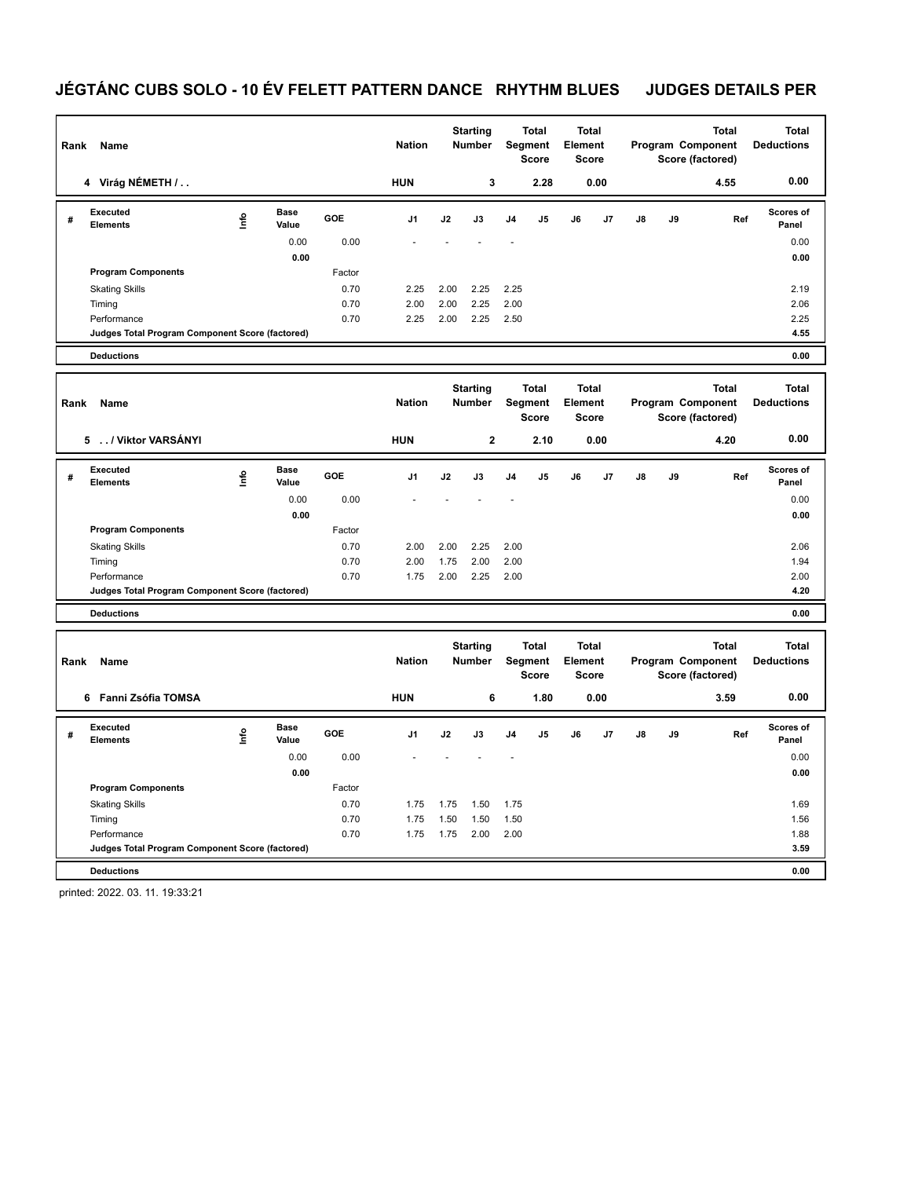## JÉGTÁNC CUBS SOLO - 10 ÉV FELETT PATTERN DANCE RHYTHM BLUES JUDGES DETAILS PER

| Rank | Name | Nation | Starting Number | Total Segment Score | Total Element Score | Total Program Component Score (factored) | Total Deductions |
|---|---|---|---|---|---|---|---|
| 4 | Virág NÉMETH / . . | HUN | 3 | 2.28 | 0.00 | 4.55 | 0.00 |

| # | Executed Elements | Info | Base Value | GOE | J1 | J2 | J3 | J4 | J5 | J6 | J7 | J8 | J9 | Ref | Scores of Panel |
|---|---|---|---|---|---|---|---|---|---|---|---|---|---|---|---|
| | | | 0.00 | 0.00 | - | - | - | - | | | | | | | 0.00 |
| | | | 0.00 | | | | | | | | | | | | 0.00 |
| | Program Components | | | Factor | | | | | | | | | | | |
| | Skating Skills | | | 0.70 | 2.25 | 2.00 | 2.25 | 2.25 | | | | | | | 2.19 |
| | Timing | | | 0.70 | 2.00 | 2.00 | 2.25 | 2.00 | | | | | | | 2.06 |
| | Performance | | | 0.70 | 2.25 | 2.00 | 2.25 | 2.50 | | | | | | | 2.25 |
| | Judges Total Program Component Score (factored) | | | | | | | | | | | | | | 4.55 |
| | Deductions | | | | | | | | | | | | | | 0.00 |

| Rank | Name | Nation | Starting Number | Total Segment Score | Total Element Score | Total Program Component Score (factored) | Total Deductions |
|---|---|---|---|---|---|---|---|
| 5 | . . / Viktor VARSÁNYI | HUN | 2 | 2.10 | 0.00 | 4.20 | 0.00 |

| # | Executed Elements | Info | Base Value | GOE | J1 | J2 | J3 | J4 | J5 | J6 | J7 | J8 | J9 | Ref | Scores of Panel |
|---|---|---|---|---|---|---|---|---|---|---|---|---|---|---|---|
| | | | 0.00 | 0.00 | - | - | - | - | | | | | | | 0.00 |
| | | | 0.00 | | | | | | | | | | | | 0.00 |
| | Program Components | | | Factor | | | | | | | | | | | |
| | Skating Skills | | | 0.70 | 2.00 | 2.00 | 2.25 | 2.00 | | | | | | | 2.06 |
| | Timing | | | 0.70 | 2.00 | 1.75 | 2.00 | 2.00 | | | | | | | 1.94 |
| | Performance | | | 0.70 | 1.75 | 2.00 | 2.25 | 2.00 | | | | | | | 2.00 |
| | Judges Total Program Component Score (factored) | | | | | | | | | | | | | | 4.20 |
| | Deductions | | | | | | | | | | | | | | 0.00 |

| Rank | Name | Nation | Starting Number | Total Segment Score | Total Element Score | Total Program Component Score (factored) | Total Deductions |
|---|---|---|---|---|---|---|---|
| 6 | Fanni Zsófia TOMSA | HUN | 6 | 1.80 | 0.00 | 3.59 | 0.00 |

| # | Executed Elements | Info | Base Value | GOE | J1 | J2 | J3 | J4 | J5 | J6 | J7 | J8 | J9 | Ref | Scores of Panel |
|---|---|---|---|---|---|---|---|---|---|---|---|---|---|---|---|
| | | | 0.00 | 0.00 | - | - | - | - | | | | | | | 0.00 |
| | | | 0.00 | | | | | | | | | | | | 0.00 |
| | Program Components | | | Factor | | | | | | | | | | | |
| | Skating Skills | | | 0.70 | 1.75 | 1.75 | 1.50 | 1.75 | | | | | | | 1.69 |
| | Timing | | | 0.70 | 1.75 | 1.50 | 1.50 | 1.50 | | | | | | | 1.56 |
| | Performance | | | 0.70 | 1.75 | 1.75 | 2.00 | 2.00 | | | | | | | 1.88 |
| | Judges Total Program Component Score (factored) | | | | | | | | | | | | | | 3.59 |
| | Deductions | | | | | | | | | | | | | | 0.00 |

printed: 2022. 03. 11. 19:33:21